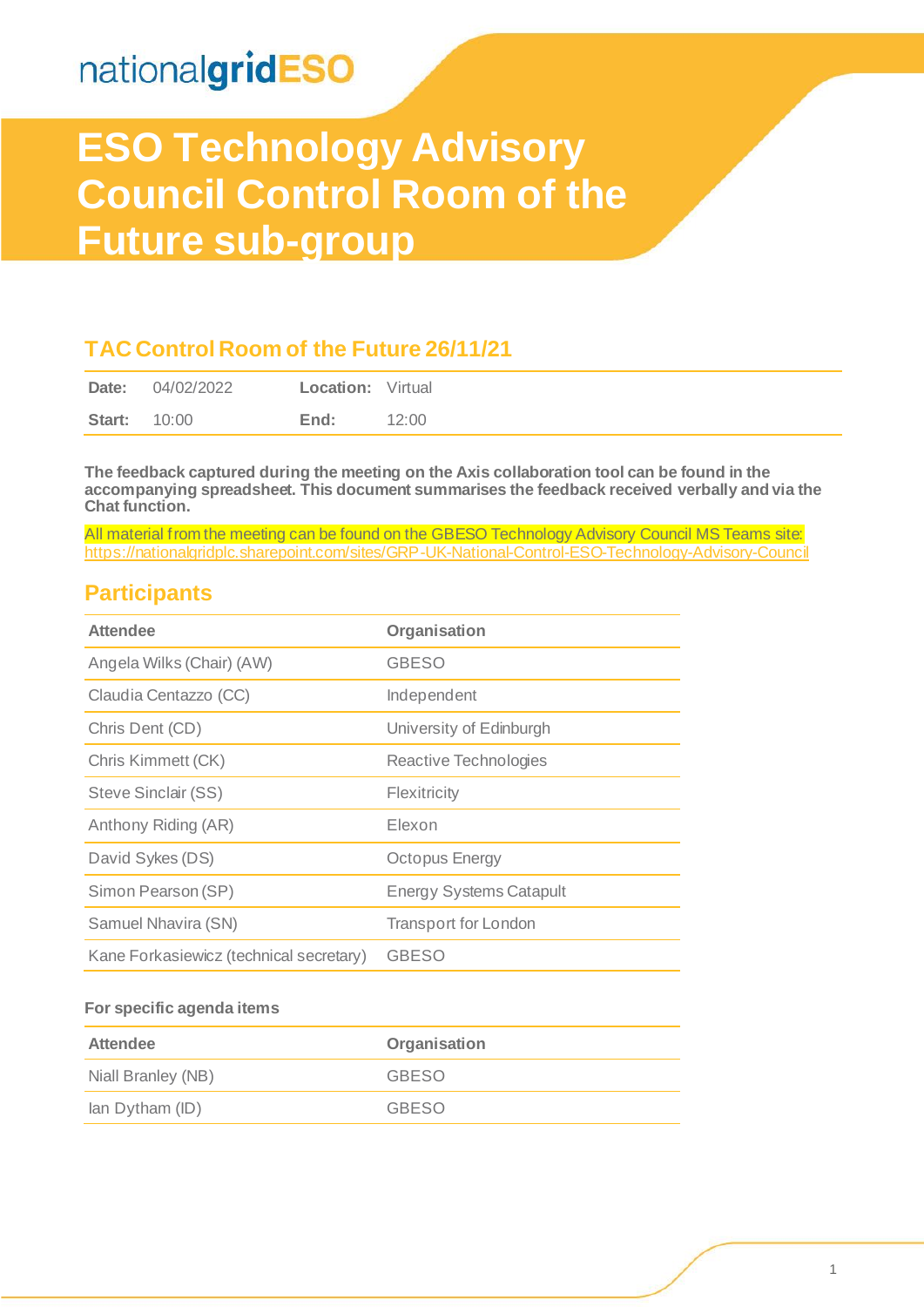nationalgridESO

# ESO Technology Advisory Council Control Room of the Future sub-group

## TAC Control Room of the Future 26/11/21

| **Date:** | 04/02/2022 | **Location:** | Virtual |
|---|---|---|---|
| **Start:** | 10:00 | **End:** | 12:00 |

**The feedback captured during the meeting on the Axis collaboration tool can be found in the accompanying spreadsheet. This document summarises the feedback received verbally and via the Chat function.**

All material from the meeting can be found on the GBESO Technology Advisory Council MS Teams site: https://nationalgridplc.sharepoint.com/sites/GRP-UK-National-Control-ESO-Technology-Advisory-Council

## Participants

| Attendee | Organisation |
|---|---|
| Angela Wilks (Chair) (AW) | GBESO |
| Claudia Centazzo (CC) | Independent |
| Chris Dent (CD) | University of Edinburgh |
| Chris Kimmett (CK) | Reactive Technologies |
| Steve Sinclair (SS) | Flexitricity |
| Anthony Riding (AR) | Elexon |
| David Sykes (DS) | Octopus Energy |
| Simon Pearson (SP) | Energy Systems Catapult |
| Samuel Nhavira (SN) | Transport for London |
| Kane Forkasiewicz (technical secretary) | GBESO |

**For specific agenda items**

| Attendee | Organisation |
|---|---|
| Niall Branley (NB) | GBESO |
| Ian Dytham (ID) | GBESO |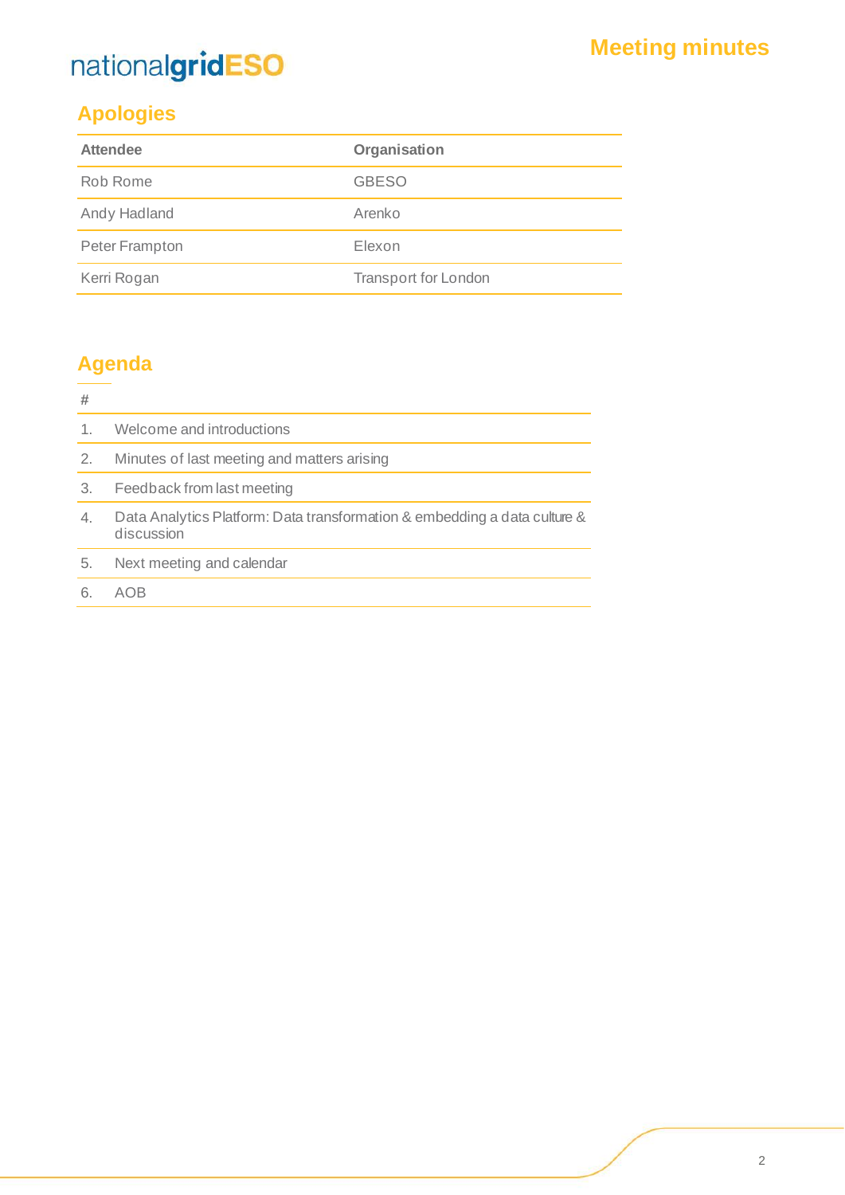## Apologies

| Attendee | Organisation |
| --- | --- |
| Rob Rome | GBESO |
| Andy Hadland | Arenko |
| Peter Frampton | Elexon |
| Kerri Rogan | Transport for London |

## Agenda

| # | |
| --- | --- |
| 1. | Welcome and introductions |
| 2. | Minutes of last meeting and matters arising |
| 3. | Feedback from last meeting |
| 4. | Data Analytics Platform: Data transformation & embedding a data culture & discussion |
| 5. | Next meeting and calendar |
| 6. | AOB |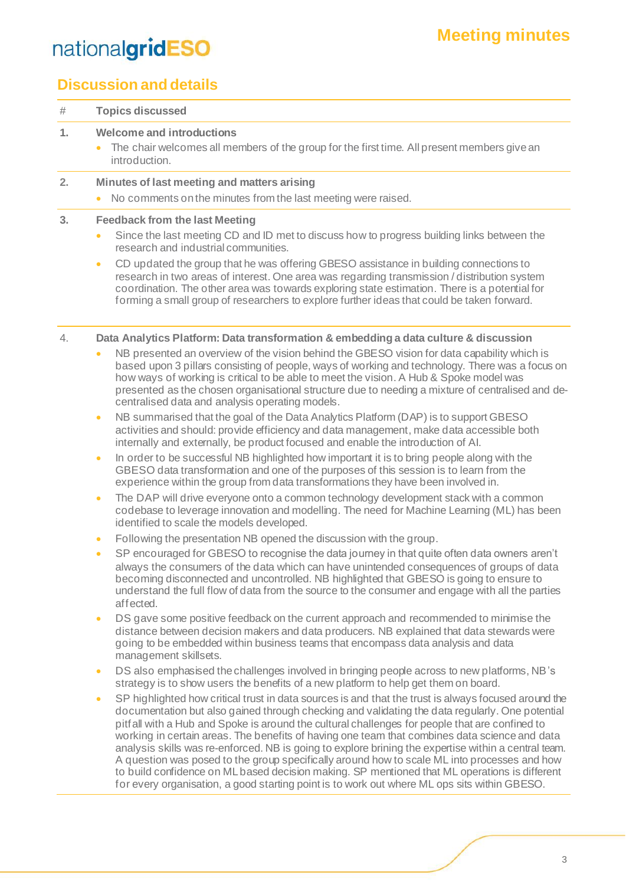## Discussion and details

| # | Topics discussed |
|---|---|
| 1. | **Welcome and introductions**<br>• The chair welcomes all members of the group for the first time. All present members give an introduction. |
| 2. | **Minutes of last meeting and matters arising**<br>• No comments on the minutes from the last meeting were raised. |
| 3. | **Feedback from the last Meeting**<br>• Since the last meeting CD and ID met to discuss how to progress building links between the research and industrial communities.<br>• CD updated the group that he was offering GBESO assistance in building connections to research in two areas of interest. One area was regarding transmission / distribution system coordination. The other area was towards exploring state estimation. There is a potential for forming a small group of researchers to explore further ideas that could be taken forward. |
| 4. | **Data Analytics Platform: Data transformation & embedding a data culture & discussion**<br>• NB presented an overview of the vision behind the GBESO vision for data capability which is based upon 3 pillars consisting of people, ways of working and technology. There was a focus on how ways of working is critical to be able to meet the vision. A Hub & Spoke model was presented as the chosen organisational structure due to needing a mixture of centralised and de-centralised data and analysis operating models.<br>• NB summarised that the goal of the Data Analytics Platform (DAP) is to support GBESO activities and should: provide efficiency and data management, make data accessible both internally and externally, be product focused and enable the introduction of AI.<br>• In order to be successful NB highlighted how important it is to bring people along with the GBESO data transformation and one of the purposes of this session is to learn from the experience within the group from data transformations they have been involved in.<br>• The DAP will drive everyone onto a common technology development stack with a common codebase to leverage innovation and modelling. The need for Machine Learning (ML) has been identified to scale the models developed.<br>• Following the presentation NB opened the discussion with the group.<br>• SP encouraged for GBESO to recognise the data journey in that quite often data owners aren't always the consumers of the data which can have unintended consequences of groups of data becoming disconnected and uncontrolled. NB highlighted that GBESO is going to ensure to understand the full flow of data from the source to the consumer and engage with all the parties affected.<br>• DS gave some positive feedback on the current approach and recommended to minimise the distance between decision makers and data producers. NB explained that data stewards were going to be embedded within business teams that encompass data analysis and data management skillsets.<br>• DS also emphasised the challenges involved in bringing people across to new platforms, NB's strategy is to show users the benefits of a new platform to help get them on board.<br>• SP highlighted how critical trust in data sources is and that the trust is always focused around the documentation but also gained through checking and validating the data regularly. One potential pitfall with a Hub and Spoke is around the cultural challenges for people that are confined to working in certain areas. The benefits of having one team that combines data science and data analysis skills was re-enforced. NB is going to explore brining the expertise within a central team. A question was posed to the group specifically around how to scale ML into processes and how to build confidence on ML based decision making. SP mentioned that ML operations is different for every organisation, a good starting point is to work out where ML ops sits within GBESO. |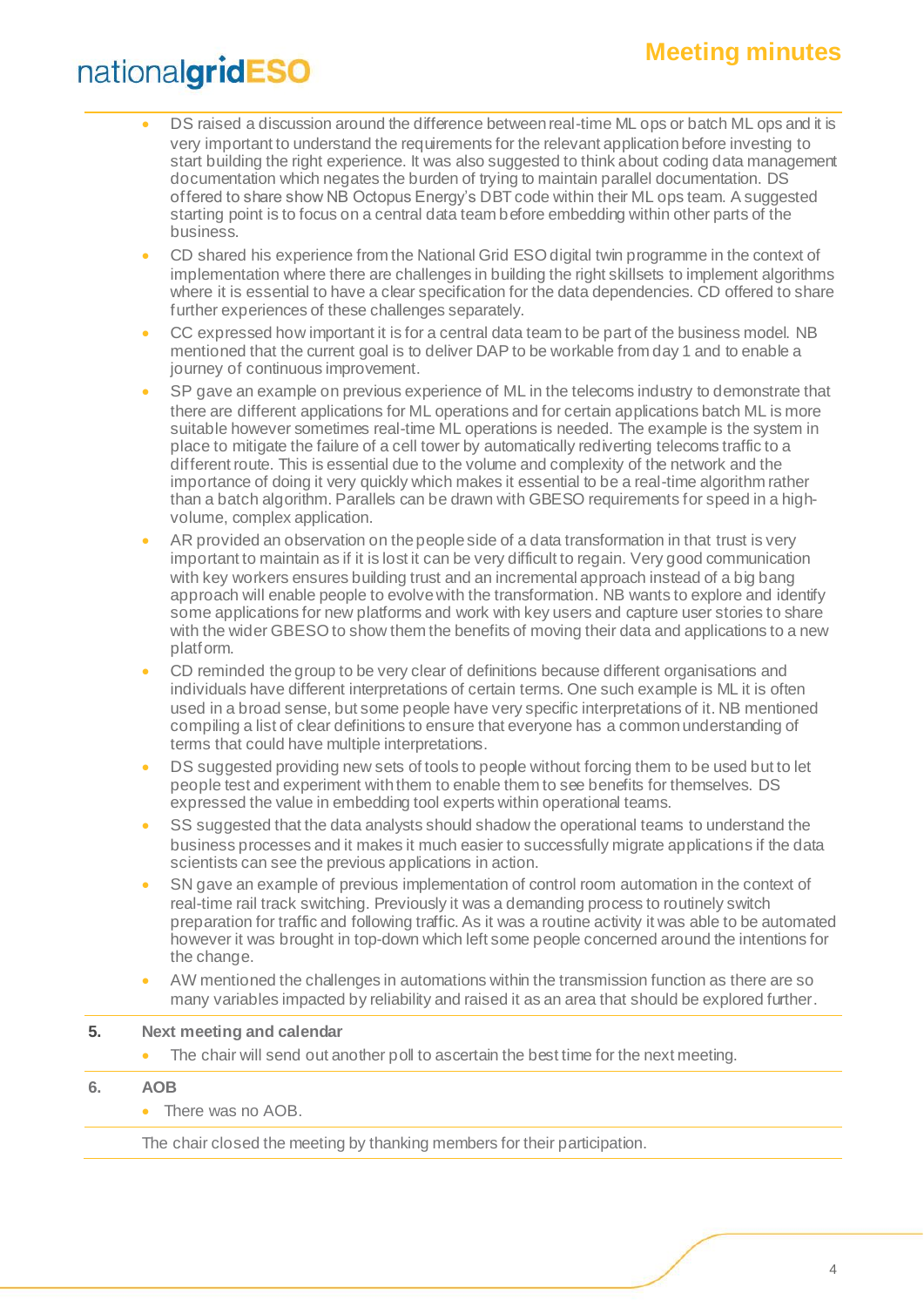- DS raised a discussion around the difference between real-time ML ops or batch ML ops and it is very important to understand the requirements for the relevant application before investing to start building the right experience. It was also suggested to think about coding data management documentation which negates the burden of trying to maintain parallel documentation. DS offered to share show NB Octopus Energy's DBT code within their ML ops team. A suggested starting point is to focus on a central data team before embedding within other parts of the business.
- CD shared his experience from the National Grid ESO digital twin programme in the context of implementation where there are challenges in building the right skillsets to implement algorithms where it is essential to have a clear specification for the data dependencies. CD offered to share further experiences of these challenges separately.
- CC expressed how important it is for a central data team to be part of the business model. NB mentioned that the current goal is to deliver DAP to be workable from day 1 and to enable a journey of continuous improvement.
- SP gave an example on previous experience of ML in the telecoms industry to demonstrate that there are different applications for ML operations and for certain applications batch ML is more suitable however sometimes real-time ML operations is needed. The example is the system in place to mitigate the failure of a cell tower by automatically redirecting telecoms traffic to a different route. This is essential due to the volume and complexity of the network and the importance of doing it very quickly which makes it essential to be a real-time algorithm rather than a batch algorithm. Parallels can be drawn with GBESO requirements for speed in a high-volume, complex application.
- AR provided an observation on the people side of a data transformation in that trust is very important to maintain as if it is lost it can be very difficult to regain. Very good communication with key workers ensures building trust and an incremental approach instead of a big bang approach will enable people to evolve with the transformation. NB wants to explore and identify some applications for new platforms and work with key users and capture user stories to share with the wider GBESO to show them the benefits of moving their data and applications to a new platform.
- CD reminded the group to be very clear of definitions because different organisations and individuals have different interpretations of certain terms. One such example is ML it is often used in a broad sense, but some people have very specific interpretations of it. NB mentioned compiling a list of clear definitions to ensure that everyone has a common understanding of terms that could have multiple interpretations.
- DS suggested providing new sets of tools to people without forcing them to be used but to let people test and experiment with them to enable them to see benefits for themselves. DS expressed the value in embedding tool experts within operational teams.
- SS suggested that the data analysts should shadow the operational teams to understand the business processes and it makes it much easier to successfully migrate applications if the data scientists can see the previous applications in action.
- SN gave an example of previous implementation of control room automation in the context of real-time rail track switching. Previously it was a demanding process to routinely switch preparation for traffic and following traffic. As it was a routine activity it was able to be automated however it was brought in top-down which left some people concerned around the intentions for the change.
- AW mentioned the challenges in automations within the transmission function as there are so many variables impacted by reliability and raised it as an area that should be explored further.

## 5. Next meeting and calendar

- The chair will send out another poll to ascertain the best time for the next meeting.

## 6. AOB

- There was no AOB.

The chair closed the meeting by thanking members for their participation.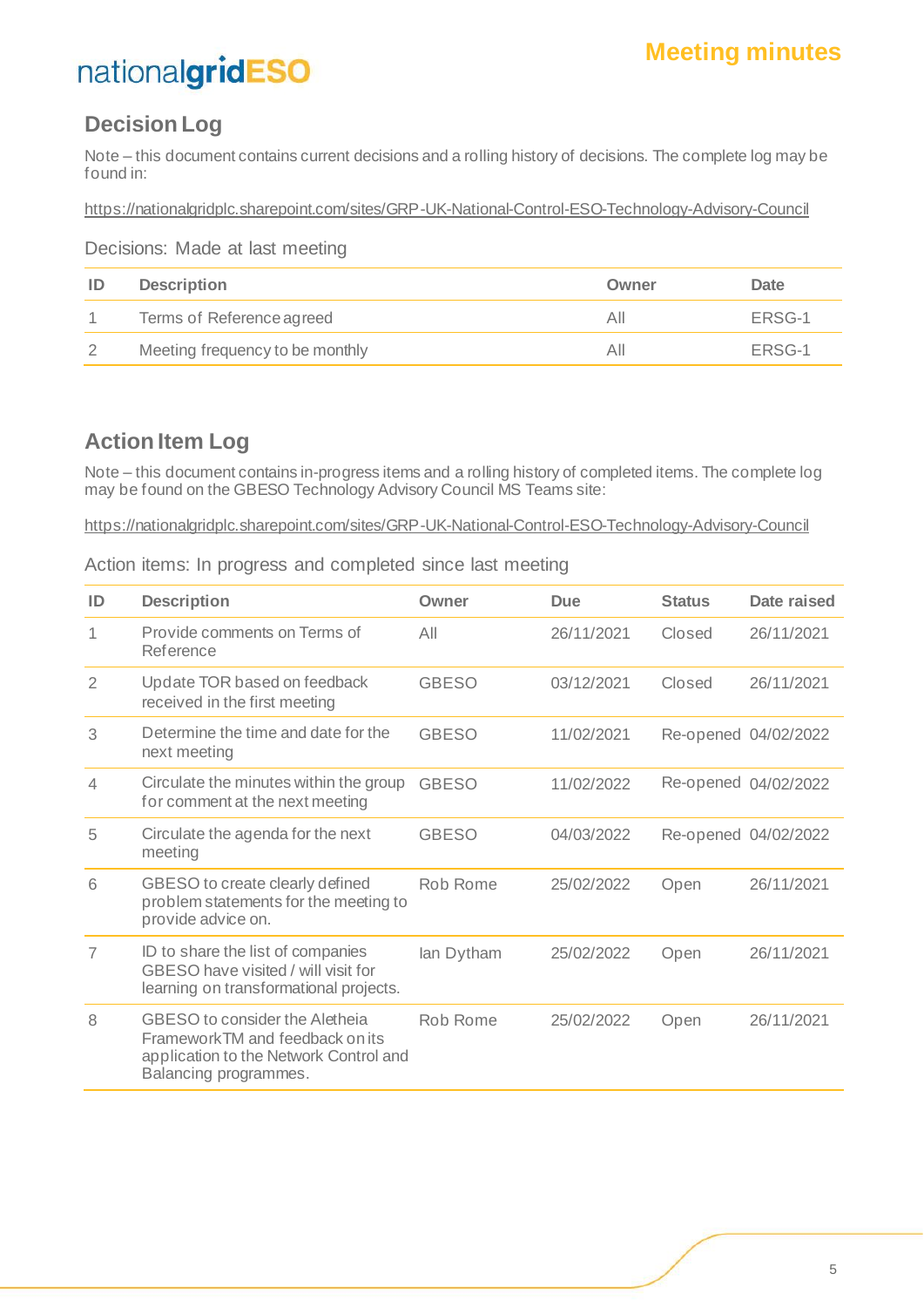## Decision Log

Note – this document contains current decisions and a rolling history of decisions. The complete log may be found in:

https://nationalgridplc.sharepoint.com/sites/GRP-UK-National-Control-ESO-Technology-Advisory-Council

Decisions: Made at last meeting

| ID | Description | Owner | Date |
|---|---|---|---|
| 1 | Terms of Reference agreed | All | ERSG-1 |
| 2 | Meeting frequency to be monthly | All | ERSG-1 |

## Action Item Log

Note – this document contains in-progress items and a rolling history of completed items. The complete log may be found on the GBESO Technology Advisory Council MS Teams site:

https://nationalgridplc.sharepoint.com/sites/GRP-UK-National-Control-ESO-Technology-Advisory-Council

Action items: In progress and completed since last meeting

| ID | Description | Owner | Due | Status | Date raised |
|---|---|---|---|---|---|
| 1 | Provide comments on Terms of Reference | All | 26/11/2021 | Closed | 26/11/2021 |
| 2 | Update TOR based on feedback received in the first meeting | GBESO | 03/12/2021 | Closed | 26/11/2021 |
| 3 | Determine the time and date for the next meeting | GBESO | 11/02/2021 | Re-opened | 04/02/2022 |
| 4 | Circulate the minutes within the group for comment at the next meeting | GBESO | 11/02/2022 | Re-opened | 04/02/2022 |
| 5 | Circulate the agenda for the next meeting | GBESO | 04/03/2022 | Re-opened | 04/02/2022 |
| 6 | GBESO to create clearly defined problem statements for the meeting to provide advice on. | Rob Rome | 25/02/2022 | Open | 26/11/2021 |
| 7 | ID to share the list of companies GBESO have visited / will visit for learning on transformational projects. | Ian Dytham | 25/02/2022 | Open | 26/11/2021 |
| 8 | GBESO to consider the Aletheia FrameworkTM and feedback on its application to the Network Control and Balancing programmes. | Rob Rome | 25/02/2022 | Open | 26/11/2021 |